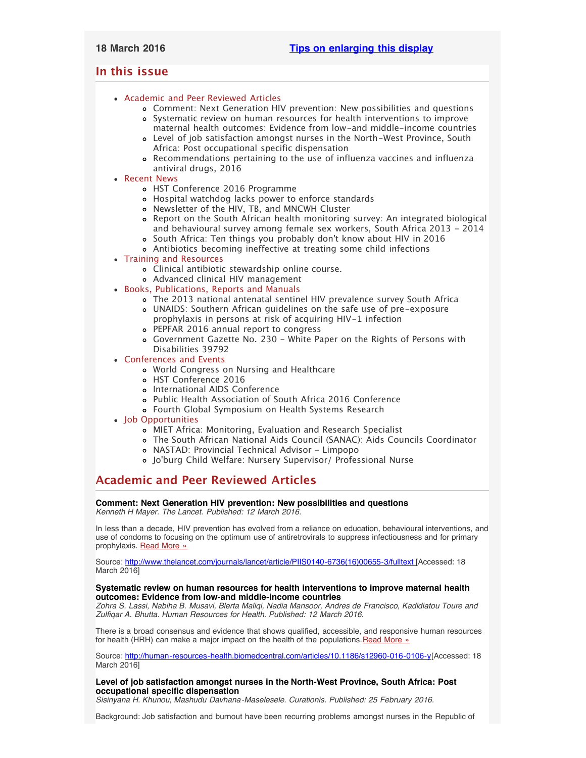18 March 2016 **Tips on enlarging this display**

## In this issue

- Academic and Peer Reviewed Articles
  - Comment: Next Generation HIV prevention: New possibilities and questions
  - Systematic review on human resources for health interventions to improve maternal health outcomes: Evidence from low-and middle-income countries
  - Level of job satisfaction amongst nurses in the North-West Province, South Africa: Post occupational specific dispensation
  - Recommendations pertaining to the use of influenza vaccines and influenza antiviral drugs, 2016
- Recent News
  - HST Conference 2016 Programme
  - Hospital watchdog lacks power to enforce standards
  - Newsletter of the HIV, TB, and MNCWH Cluster
  - Report on the South African health monitoring survey: An integrated biological and behavioural survey among female sex workers, South Africa 2013 - 2014
  - South Africa: Ten things you probably don't know about HIV in 2016
  - Antibiotics becoming ineffective at treating some child infections
- Training and Resources
  - Clinical antibiotic stewardship online course.
  - Advanced clinical HIV management
- Books, Publications, Reports and Manuals
  - The 2013 national antenatal sentinel HIV prevalence survey South Africa
  - UNAIDS: Southern African guidelines on the safe use of pre-exposure prophylaxis in persons at risk of acquiring HIV-1 infection
  - PEPFAR 2016 annual report to congress
  - Government Gazette No. 230 - White Paper on the Rights of Persons with Disabilities 39792
- Conferences and Events
  - World Congress on Nursing and Healthcare
  - HST Conference 2016
  - International AIDS Conference
  - Public Health Association of South Africa 2016 Conference
  - Fourth Global Symposium on Health Systems Research
- Job Opportunities
  - MIET Africa: Monitoring, Evaluation and Research Specialist
  - The South African National Aids Council (SANAC): Aids Councils Coordinator
  - NASTAD: Provincial Technical Advisor - Limpopo
  - Jo'burg Child Welfare: Nursery Supervisor/ Professional Nurse

## Academic and Peer Reviewed Articles

**Comment: Next Generation HIV prevention: New possibilities and questions**
*Kenneth H Mayer. The Lancet. Published: 12 March 2016.*

In less than a decade, HIV prevention has evolved from a reliance on education, behavioural interventions, and use of condoms to focusing on the optimum use of antiretrovirals to suppress infectiousness and for primary prophylaxis. Read More »

Source: http://www.thelancet.com/journals/lancet/article/PIIS0140-6736(16)00655-3/fulltext [Accessed: 18 March 2016]

**Systematic review on human resources for health interventions to improve maternal health outcomes: Evidence from low-and middle-income countries**
*Zohra S. Lassi, Nabiha B. Musavi, Blerta Maliqi, Nadia Mansoor, Andres de Francisco, Kadidiatou Toure and Zulfiqar A. Bhutta. Human Resources for Health. Published: 12 March 2016.*

There is a broad consensus and evidence that shows qualified, accessible, and responsive human resources for health (HRH) can make a major impact on the health of the populations. Read More »

Source: http://human-resources-health.biomedcentral.com/articles/10.1186/s12960-016-0106-y [Accessed: 18 March 2016]

**Level of job satisfaction amongst nurses in the North-West Province, South Africa: Post occupational specific dispensation**
*Sisinyana H. Khunou, Mashudu Davhana-Maselesele. Curationis. Published: 25 February 2016.*

Background: Job satisfaction and burnout have been recurring problems amongst nurses in the Republic of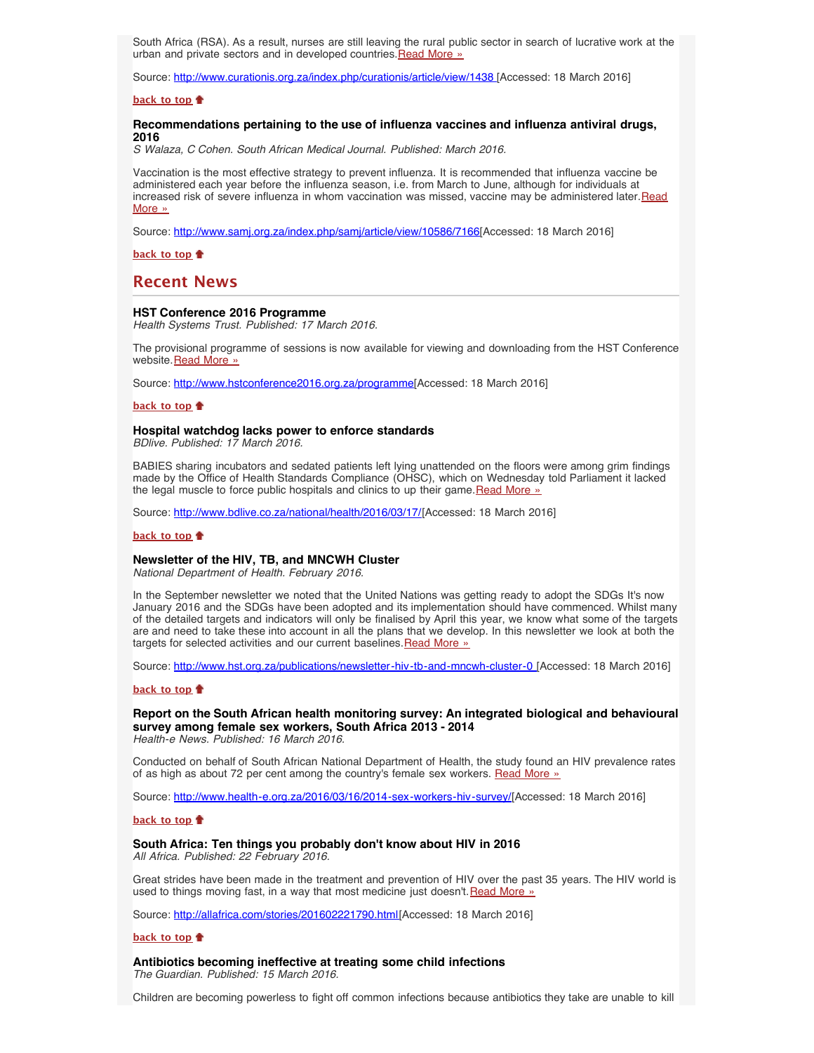South Africa (RSA). As a result, nurses are still leaving the rural public sector in search of lucrative work at the urban and private sectors and in developed countries. Read More »

Source: http://www.curationis.org.za/index.php/curationis/article/view/1438 [Accessed: 18 March 2016]

**back to top**

### Recommendations pertaining to the use of influenza vaccines and influenza antiviral drugs, 2016

*S Walaza, C Cohen. South African Medical Journal. Published: March 2016.*

Vaccination is the most effective strategy to prevent influenza. It is recommended that influenza vaccine be administered each year before the influenza season, i.e. from March to June, although for individuals at increased risk of severe influenza in whom vaccination was missed, vaccine may be administered later. Read More »

Source: http://www.samj.org.za/index.php/samj/article/view/10586/7166 [Accessed: 18 March 2016]

**back to top**

## Recent News

### HST Conference 2016 Programme

*Health Systems Trust. Published: 17 March 2016.*

The provisional programme of sessions is now available for viewing and downloading from the HST Conference website. Read More »

Source: http://www.hstconference2016.org.za/programme [Accessed: 18 March 2016]

**back to top**

### Hospital watchdog lacks power to enforce standards

*BDlive. Published: 17 March 2016.*

BABIES sharing incubators and sedated patients left lying unattended on the floors were among grim findings made by the Office of Health Standards Compliance (OHSC), which on Wednesday told Parliament it lacked the legal muscle to force public hospitals and clinics to up their game. Read More »

Source: http://www.bdlive.co.za/national/health/2016/03/17/ [Accessed: 18 March 2016]

**back to top**

### Newsletter of the HIV, TB, and MNCWH Cluster

*National Department of Health. February 2016.*

In the September newsletter we noted that the United Nations was getting ready to adopt the SDGs It's now January 2016 and the SDGs have been adopted and its implementation should have commenced. Whilst many of the detailed targets and indicators will only be finalised by April this year, we know what some of the targets are and need to take these into account in all the plans that we develop. In this newsletter we look at both the targets for selected activities and our current baselines. Read More »

Source: http://www.hst.org.za/publications/newsletter-hiv-tb-and-mncwh-cluster-0 [Accessed: 18 March 2016]

**back to top**

### Report on the South African health monitoring survey: An integrated biological and behavioural survey among female sex workers, South Africa 2013 - 2014

*Health-e News. Published: 16 March 2016.*

Conducted on behalf of South African National Department of Health, the study found an HIV prevalence rates of as high as about 72 per cent among the country's female sex workers. Read More »

Source: http://www.health-e.org.za/2016/03/16/2014-sex-workers-hiv-survey/ [Accessed: 18 March 2016]

**back to top**

### South Africa: Ten things you probably don't know about HIV in 2016

*All Africa. Published: 22 February 2016.*

Great strides have been made in the treatment and prevention of HIV over the past 35 years. The HIV world is used to things moving fast, in a way that most medicine just doesn't. Read More »

Source: http://allafrica.com/stories/201602221790.html [Accessed: 18 March 2016]

**back to top**

### Antibiotics becoming ineffective at treating some child infections

*The Guardian. Published: 15 March 2016.*

Children are becoming powerless to fight off common infections because antibiotics they take are unable to kill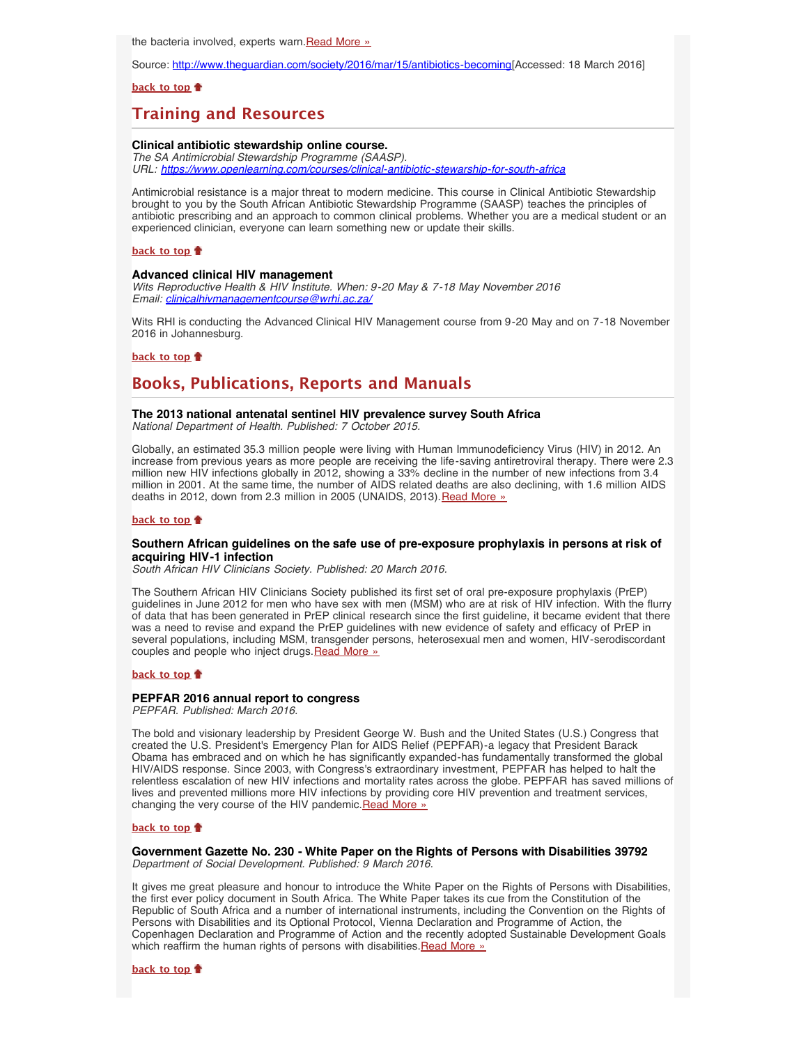the bacteria involved, experts warn.Read More »

Source: http://www.theguardian.com/society/2016/mar/15/antibiotics-becoming[Accessed: 18 March 2016]

**back to top**

## Training and Resources

**Clinical antibiotic stewardship online course.**
*The SA Antimicrobial Stewardship Programme (SAASP).*
*URL: https://www.openlearning.com/courses/clinical-antibiotic-stewardship-for-south-africa*

Antimicrobial resistance is a major threat to modern medicine. This course in Clinical Antibiotic Stewardship brought to you by the South African Antibiotic Stewardship Programme (SAASP) teaches the principles of antibiotic prescribing and an approach to common clinical problems. Whether you are a medical student or an experienced clinician, everyone can learn something new or update their skills.

**back to top**

**Advanced clinical HIV management**
*Wits Reproductive Health & HIV Institute. When: 9-20 May & 7-18 May November 2016*
*Email: clinicalhivmanagementcourse@wrhi.ac.za/*

Wits RHI is conducting the Advanced Clinical HIV Management course from 9-20 May and on 7-18 November 2016 in Johannesburg.

**back to top**

## Books, Publications, Reports and Manuals

**The 2013 national antenatal sentinel HIV prevalence survey South Africa**
*National Department of Health. Published: 7 October 2015.*

Globally, an estimated 35.3 million people were living with Human Immunodeficiency Virus (HIV) in 2012. An increase from previous years as more people are receiving the life-saving antiretroviral therapy. There were 2.3 million new HIV infections globally in 2012, showing a 33% decline in the number of new infections from 3.4 million in 2001. At the same time, the number of AIDS related deaths are also declining, with 1.6 million AIDS deaths in 2012, down from 2.3 million in 2005 (UNAIDS, 2013).Read More »

**back to top**

**Southern African guidelines on the safe use of pre-exposure prophylaxis in persons at risk of acquiring HIV-1 infection**
*South African HIV Clinicians Society. Published: 20 March 2016.*

The Southern African HIV Clinicians Society published its first set of oral pre-exposure prophylaxis (PrEP) guidelines in June 2012 for men who have sex with men (MSM) who are at risk of HIV infection. With the flurry of data that has been generated in PrEP clinical research since the first guideline, it became evident that there was a need to revise and expand the PrEP guidelines with new evidence of safety and efficacy of PrEP in several populations, including MSM, transgender persons, heterosexual men and women, HIV-serodiscordant couples and people who inject drugs.Read More »

**back to top**

**PEPFAR 2016 annual report to congress**
*PEPFAR. Published: March 2016.*

The bold and visionary leadership by President George W. Bush and the United States (U.S.) Congress that created the U.S. President's Emergency Plan for AIDS Relief (PEPFAR)-a legacy that President Barack Obama has embraced and on which he has significantly expanded-has fundamentally transformed the global HIV/AIDS response. Since 2003, with Congress's extraordinary investment, PEPFAR has helped to halt the relentless escalation of new HIV infections and mortality rates across the globe. PEPFAR has saved millions of lives and prevented millions more HIV infections by providing core HIV prevention and treatment services, changing the very course of the HIV pandemic.Read More »

**back to top**

**Government Gazette No. 230 - White Paper on the Rights of Persons with Disabilities 39792**
*Department of Social Development. Published: 9 March 2016.*

It gives me great pleasure and honour to introduce the White Paper on the Rights of Persons with Disabilities, the first ever policy document in South Africa. The White Paper takes its cue from the Constitution of the Republic of South Africa and a number of international instruments, including the Convention on the Rights of Persons with Disabilities and its Optional Protocol, Vienna Declaration and Programme of Action, the Copenhagen Declaration and Programme of Action and the recently adopted Sustainable Development Goals which reaffirm the human rights of persons with disabilities.Read More »

**back to top**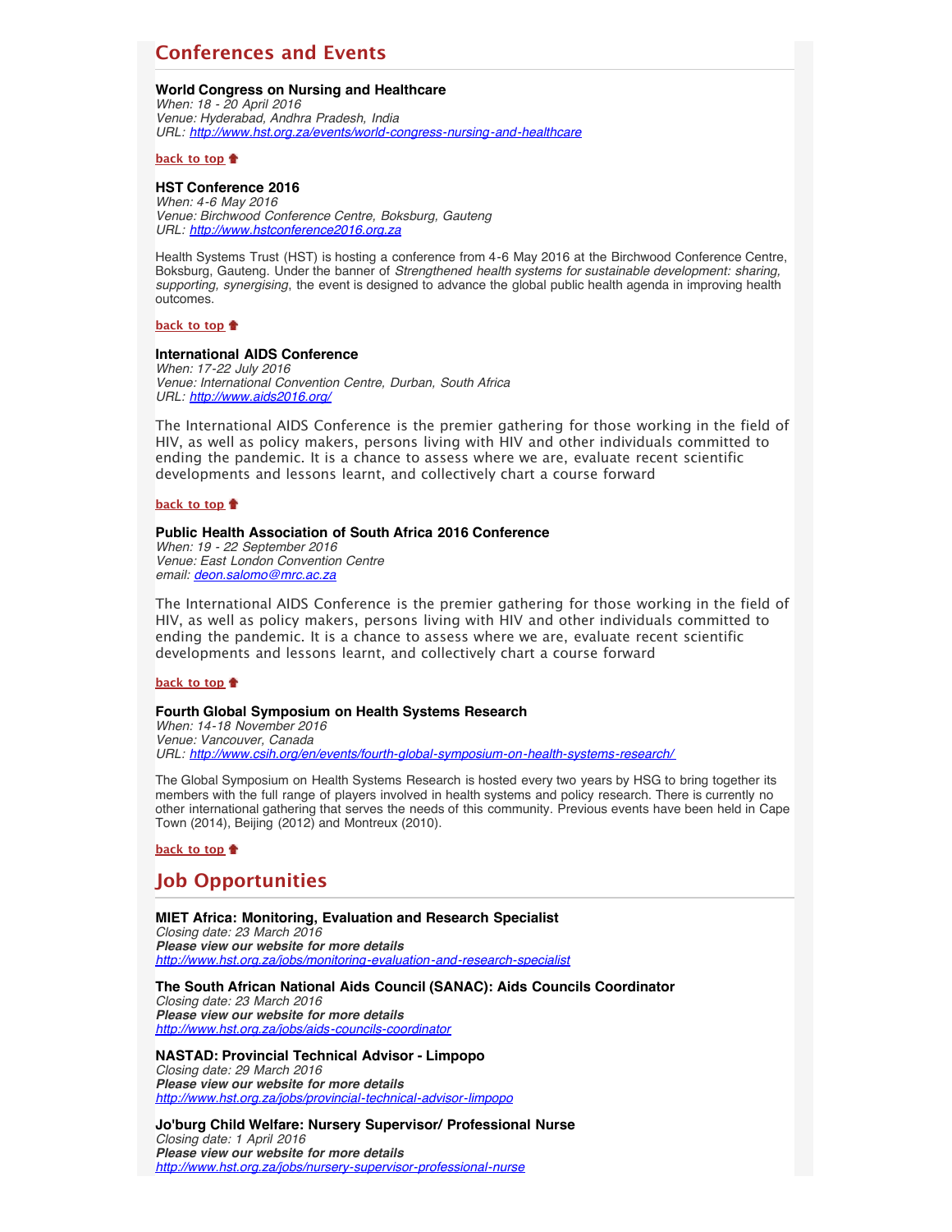## Conferences and Events

**World Congress on Nursing and Healthcare**
*When: 18 - 20 April 2016*
*Venue: Hyderabad, Andhra Pradesh, India*
*URL: http://www.hst.org.za/events/world-congress-nursing-and-healthcare*

**back to top**

**HST Conference 2016**
*When: 4-6 May 2016*
*Venue: Birchwood Conference Centre, Boksburg, Gauteng*
*URL: http://www.hstconference2016.org.za*

Health Systems Trust (HST) is hosting a conference from 4-6 May 2016 at the Birchwood Conference Centre, Boksburg, Gauteng. Under the banner of *Strengthened health systems for sustainable development: sharing, supporting, synergising*, the event is designed to advance the global public health agenda in improving health outcomes.

**back to top**

**International AIDS Conference**
*When: 17-22 July 2016*
*Venue: International Convention Centre, Durban, South Africa*
*URL: http://www.aids2016.org/*

The International AIDS Conference is the premier gathering for those working in the field of HIV, as well as policy makers, persons living with HIV and other individuals committed to ending the pandemic. It is a chance to assess where we are, evaluate recent scientific developments and lessons learnt, and collectively chart a course forward

**back to top**

**Public Health Association of South Africa 2016 Conference**
*When: 19 - 22 September 2016*
*Venue: East London Convention Centre*
*email: deon.salomo@mrc.ac.za*

The International AIDS Conference is the premier gathering for those working in the field of HIV, as well as policy makers, persons living with HIV and other individuals committed to ending the pandemic. It is a chance to assess where we are, evaluate recent scientific developments and lessons learnt, and collectively chart a course forward

**back to top**

**Fourth Global Symposium on Health Systems Research**
*When: 14-18 November 2016*
*Venue: Vancouver, Canada*
*URL: http://www.csih.org/en/events/fourth-global-symposium-on-health-systems-research/*

The Global Symposium on Health Systems Research is hosted every two years by HSG to bring together its members with the full range of players involved in health systems and policy research. There is currently no other international gathering that serves the needs of this community. Previous events have been held in Cape Town (2014), Beijing (2012) and Montreux (2010).

**back to top**

## Job Opportunities

**MIET Africa: Monitoring, Evaluation and Research Specialist**
*Closing date: 23 March 2016*
***Please view our website for more details***
*http://www.hst.org.za/jobs/monitoring-evaluation-and-research-specialist*

**The South African National Aids Council (SANAC): Aids Councils Coordinator**
*Closing date: 23 March 2016*
***Please view our website for more details***
*http://www.hst.org.za/jobs/aids-councils-coordinator*

**NASTAD: Provincial Technical Advisor - Limpopo**
*Closing date: 29 March 2016*
***Please view our website for more details***
*http://www.hst.org.za/jobs/provincial-technical-advisor-limpopo*

**Jo'burg Child Welfare: Nursery Supervisor/ Professional Nurse**
*Closing date: 1 April 2016*
***Please view our website for more details***
*http://www.hst.org.za/jobs/nursery-supervisor-professional-nurse*